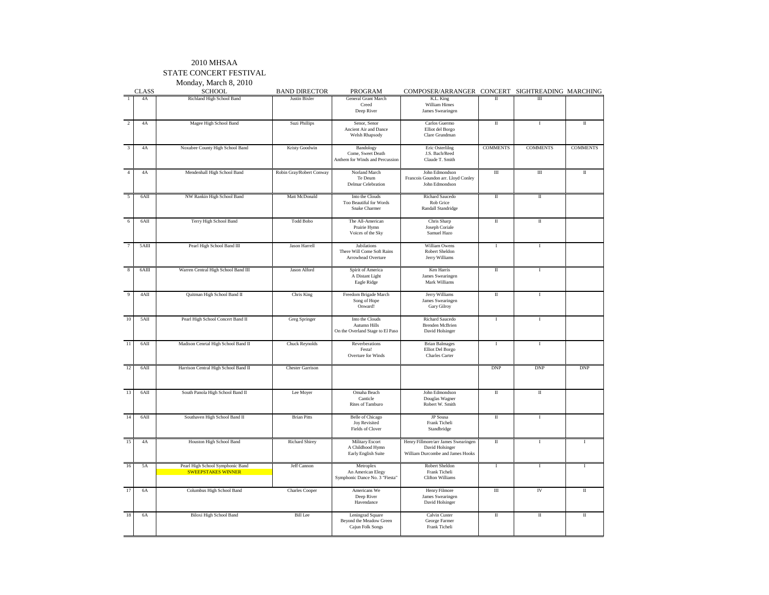2010 MHSAA

STATE CONCERT FESTIVAL

Monday, March 8, 2010

| | CLASS | SCHOOL | BAND DIRECTOR | PROGRAM | COMPOSER/ARRANGER | CONCERT | SIGHTREADING | MARCHING |
|---|---|---|---|---|---|---|---|---|
| 1 | 4A | Richland High School Band | Justin Bixler | General Grant March<br>Creed<br>Deep River | K.L. King<br>William Himes<br>James Swearingen | II | III | |
| 2 | 4A | Magee High School Band | Suzi Phillips | Senor, Senor<br>Ancient Air and Dance<br>Welsh Rhapsody | Carlos Guermo<br>Elliot del Borgo<br>Clare Grundman | II | I | II |
| 3 | 4A | Noxubee County High School Band | Kristy Goodwin | Bandology<br>Come, Sweet Death<br>Anthem for Winds and Percussion | Eric Osterlilng<br>J.S. Bach/Reed<br>Claude T. Smith | COMMENTS | COMMENTS | COMMENTS |
| 4 | 4A | Mendenhall High School Band | Robin Gray/Robert Conway | Norland March<br>Te Deum<br>Delmar Celebration | John Edmondson<br>Francois Goundon arr. Lloyd Conley<br>John Edmondson | III | III | II |
| 5 | 6AII | NW Rankin High School Band | Matt McDonald | Into the Clouds<br>Too Beautiful for Words<br>Snake Charmer | Richard Saucedo<br>Rob Grice<br>Randall Standridge | II | II | |
| 6 | 6AII | Terry High School Band | Todd Bobo | The All-American<br>Prairie Hymn<br>Voices of the Sky | Chris Sharp<br>Joseph Coriale<br>Samuel Hazo | II | II | |
| 7 | 5AIII | Pearl High School Band III | Jason Harrell | Jubilations<br>There Will Come Soft Rains<br>Arrowhead Overture | William Owens<br>Robert Sheldon<br>Jerry Williams | I | I | |
| 8 | 6AIII | Warren Central High School Band III | Jason Alford | Spirit of America<br>A Distant Light<br>Eagle Ridge | Ken Harris<br>James Swearingen<br>Mark Williams | II | I | |
| 9 | 4AII | Quitman High School Band II | Chris King | Freedom Brigade March<br>Song of Hope<br>Onward! | Jerry Williams<br>James Swearingen<br>Gary Gilroy | II | I | |
| 10 | 5AII | Pearl High School Concert Band II | Greg Springer | Into the Clouds<br>Autumn Hills<br>On the Overland Stage to El Paso | Richard Saucedo<br>Brenden McBrien<br>David Holsinger | I | I | |
| 11 | 6AII | Madison Cenrtal High School Band II | Chuck Reynolds | Reverberations<br>Festa!<br>Overture for Winds | Brian Balmages<br>Elliot Del Borgo<br>Charles Carter | I | I | |
| 12 | 6AII | Harrison Central High School Band II | Chester Garrison | | | DNP | DNP | DNP |
| 13 | 6AII | South Panola High School Band II | Lee Moyer | Omaha Beach<br>Canticle<br>Rites of Tamburo | John Edmondson<br>Douglas Wagner<br>Robert W. Smith | II | II | |
| 14 | 6AII | Southaven High School Band II | Brian Pitts | Belle of Chicago<br>Joy Revisited<br>Fields of Clover | JP Sousa<br>Frank Ticheli<br>Standbridge | II | I | |
| 15 | 4A | Houston High School Band | Richard Shirey | Military Escort<br>A Childhood Hymn<br>Early English Suite | Henry Fillmore/arr James Swearingen<br>David Holsinger<br>William Durcombe and James Hooks | II | I | I |
| 16 | 5A | Pearl High School Symphonic Band<br>SWEEPSTAKES WINNER | Jeff Cannon | Metroplex<br>An American Elegy<br>Symphonic Dance No. 3 "Fiesta" | Robert Sheldon<br>Frank Ticheli<br>Clifton Williams | I | I | I |
| 17 | 6A | Columbus High School Band | Charles Cooper | Americans We<br>Deep River<br>Havendance | Henry Filmore<br>James Swearingen<br>David Holsinger | III | IV | II |
| 18 | 6A | Biloxi High School Band | Bill Lee | Leningrad Square<br>Beyond the Meadow Green<br>Cajun Folk Songs | Calvin Custer<br>George Farmer<br>Frank Ticheli | II | II | II |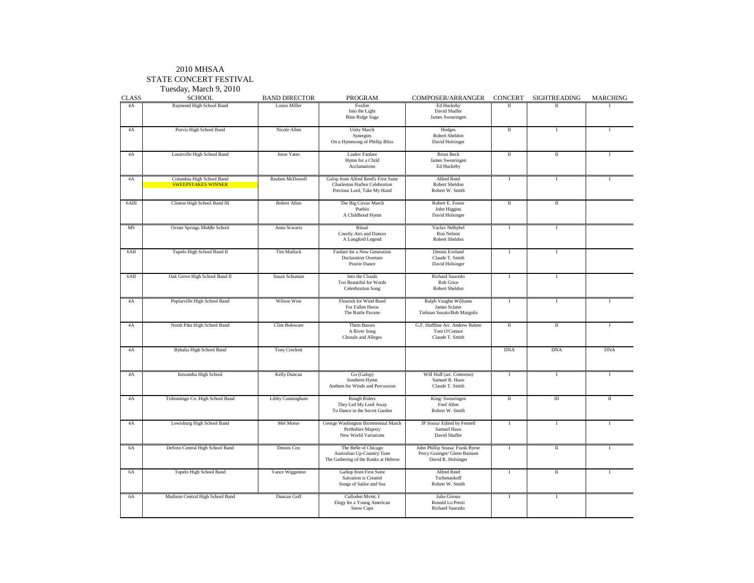2010 MHSAA
STATE CONCERT FESTIVAL
Tuesday, March 9, 2010

| CLASS | SCHOOL | BAND DIRECTOR | PROGRAM | COMPOSER/ARRANGER | CONCERT | SIGHTREADING | MARCHING |
|---|---|---|---|---|---|---|---|
| 4A | Raymond High School Band | Lonzo Miller | Foxfire<br>Into the Light<br>Blue Ridge Saga | Ed Huckeby<br>David Shaffer<br>James Swearingen | II | II | I |
| 4A | Purvis High School Band | Nicole Allen | Unity March<br>Synergies<br>On a Hymnsong of Phillip Bliss | Hodges<br>Robert Sheldon<br>David Holsinger | II | I | I |
| 4A | Louisville High School Band | Jesse Yates | Liadov Fanfare<br>Hymn for a Child<br>Acclamations | Brian Beck<br>James Swearingen<br>Ed Huckeby | II | II | I |
| 4A | Columbia High School Band<br>SWEEPSTAKES WINNER | Reuben McDowell | Galop from Alfred Reed's First Suite<br>Charleston Harbor Celebration<br>Precious Lord, Take My Hand | Alfred Reed<br>Robert Sheldon<br>Robert W. Smith | I | I | I |
| 6AIII | Clinton High School Band III | Robert Allen | The Big Circus March<br>Pueblo<br>A Childhood Hymn | Robert E. Foster<br>John Higgins<br>David Holsinger | II | II | |
| MS | Ocean Springs Middle School | Anna Scwartz | Ritual<br>Courtly Airs and Dances<br>A Longford Legend | Vaclav Nelhybel<br>Ron Nelson<br>Robert Sheldon | I | I | |
| 6AII | Tupelo High School Band II | Tim Matlock | Fanfare for a New Generation<br>Declaration Overture<br>Prairie Dance | Dennis Eveland<br>Claude T. Smith<br>David Holsinger | I | I | |
| 6AII | Oak Grove High School Band II | Susan Schuman | Into the Clouds<br>Too Beautiful for Words<br>Celenbration Song | Richard Saucedo<br>Rob Grice<br>Robert Sheldon | I | I | |
| 4A | Poplarville High School Band | Wilson Wise | Flourish for Wind Band<br>For Fallen Heros<br>The Battle Pavane | Ralph Vaughn Williams<br>James Sclater<br>Tielman Susato/Bob Margolis | I | I | I |
| 4A | North Pike High School Band | Clint Boleware | Them Basses<br>A River Song<br>Chorale and Allegro | G.F. Hufffine Arr. Andrew Balent<br>Tom O'Connor<br>Claude T. Smith | II | II | I |
| 4A | Byhalia High School Band | Tony Crockett | | | DNA | DNA | DNA |
| 4A | Itawamba High School | Kelly Duncan | Go (Galop)<br>Southern Hymn<br>Anthem for Winds and Percussion | Will Huff (arr. Contorno)<br>Samuel R. Hazo<br>Claude T. Smith | I | I | I |
| 4A | Tishomingo Co. High School Band | Libby Cunningham | Rough Riders<br>They Led My Lord Away<br>To Dance in the Secret Garden | King/ Swearingen<br>Fred Allen<br>Robert W. Smith | II | III | II |
| 4A | Lewisburg High School Band | Mel Morse | George Washington Bicentennial March<br>Perthshire Majesty<br>New World Variations | JP Sousa/ Edited by Fennell<br>Samuel Hazo<br>David Shaffer | I | I | I |
| 6A | DeSoto Central High School Band | Dennis Cox | The Belle of Chicago<br>Australian Up-Country Tune<br>The Gathering of the Ranks at Hebron | John Phillip Sousa/ Frank Byrne<br>Percy Grainger/ Gleen Bainum<br>David R. Holsinger | I | II | I |
| 6A | Tupelo High School Band | Vance Wigginton | Gallop from First Suite<br>Salvation is Created<br>Songs of Sailor and Sea | Alfred Reed<br>Tschesnokoff<br>Robert W. Smith | I | II | I |
| 6A | Madison Central High School Band | Duncan Goff | Culloden Mvmt. I<br>Elegy for a Young American<br>Snow Caps | Julie Giroux<br>Ronald Lo Presti<br>Richard Saucedo | I | I | |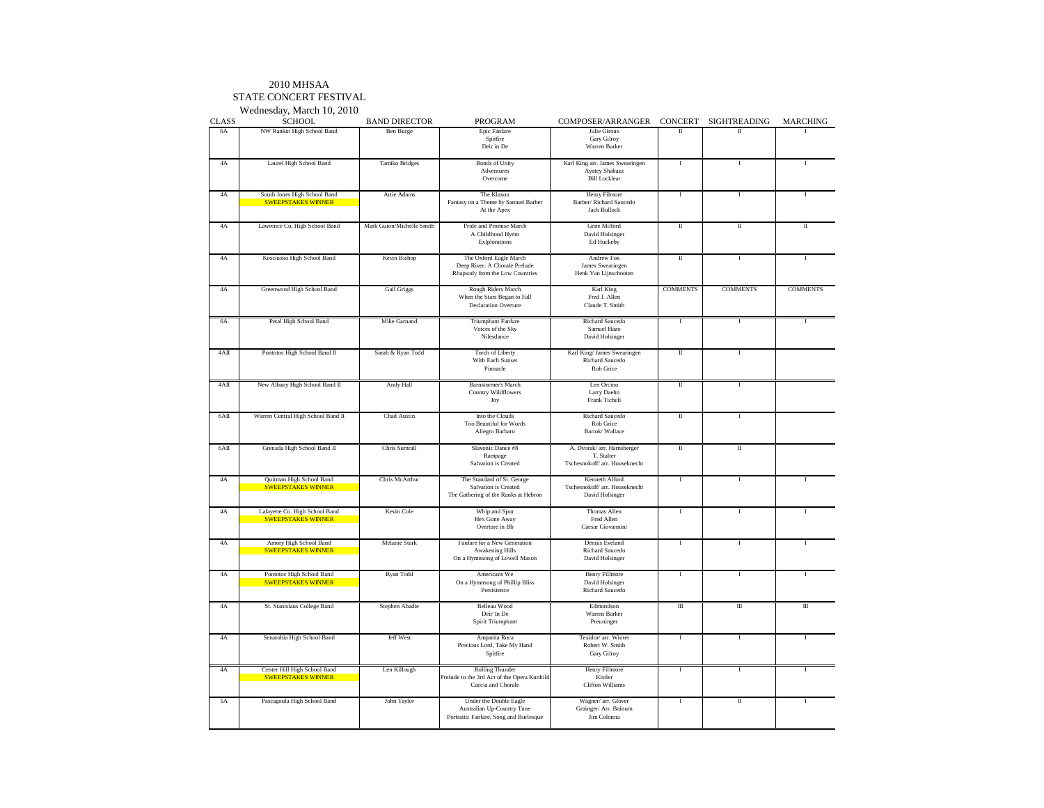2010 MHSAA
STATE CONCERT FESTIVAL
Wednesday, March 10, 2010

| CLASS | SCHOOL | BAND DIRECTOR | PROGRAM | COMPOSER/ARRANGER | CONCERT | SIGHTREADING | MARCHING |
|---|---|---|---|---|---|---|---|
| 6A | NW Rankin High School Band | Ben Burge | Epic Fanfare<br>Spitfire<br>Deir in De | Julie Giroux<br>Gary Gilroy<br>Warren Barker | II | II | I |
| 4A | Laurel High School Band | Tamiko Bridges | Bonds of Unity<br>Adventures<br>Overcome | Karl King arr. James Swearingen<br>Ayatey Shabazz<br>Bill Locklear | I | I | I |
| 4A | South Jones High School Band<br>SWEEPSTAKES WINNER | Artie Adams | The Klaxon<br>Fantasy on a Theme by Samuel Barber<br>At the Apex | Henry Filmore<br>Barber/ Richard Saucedo<br>Jack Bullock | I | I | I |
| 4A | Lawrence Co. High School Band | Mark Guion/Michelle Smith | Pride and Promise March<br>A Childhood Hymn<br>Exlplorations | Gene Milford<br>David Holsinger<br>Ed Huckeby | II | II | II |
| 4A | Kosciusko High School Band | Kevin Bishop | The Oxford Eagle March<br>Deep River: A Chorale Prelude<br>Rhapsody from the Low Countries | Andrew Fox<br>James Swearingen<br>Henk Van Lijnschooten | II | I | I |
| 4A | Greenwood High School Band | Gail Griggs | Rough Riders March<br>When the Stars Began to Fall<br>Declaration Overture | Karl King<br>Fred J. Allen<br>Claude T. Smith | COMMENTS | COMMENTS | COMMENTS |
| 6A | Petal High School Band | Mike Garnand | Triumphant Fanfare<br>Voices of the Sky<br>Nilesdance | Richard Saucedo<br>Samuel Hazo<br>David Holsinger | I | I | I |
| 4AII | Pontotoc High School Band II | Sarah & Ryan Todd | Torch of Liberty<br>With Each Sunset<br>Pinnacle | Karl King/ James Swearingen<br>Richard Saucedo<br>Rob Grice | II | I | |
| 4AII | New Albany High School Band II | Andy Hall | Barnstormer's March<br>Country Wildflowers<br>Joy | Len Orcino<br>Larry Daehn<br>Frank Ticheli | II | I | |
| 6AII | Warren Central High School Band II | Chad Austin | Into the Clouds<br>Too Beautiful for Words<br>Allegro Barbaro | Richard Saucedo<br>Rob Grice<br>Bartok/ Wallace | II | I | |
| 6AII | Grenada High School Band II | Chris Sumrall | Slavonic Dance #8<br>Rampage<br>Salvation is Created | A. Dvorak/ arr. Harnsberger<br>T. Stalter<br>Tschesnokoff/ arr. Houseknecht | II | II | |
| 4A | Quitman High School Band<br>SWEEPSTAKES WINNER | Chris McArthur | The Standard of St. George<br>Salvation is Created<br>The Gathering of the Ranks at Hebron | Kenneth Alford<br>Tschesnokoff/ arr. Houseknecht<br>David Holsinger | I | I | I |
| 4A | Lafayette Co. High School Band<br>SWEEPSTAKES WINNER | Kevin Cole | Whip and Spur<br>He's Gone Away<br>Overture in Bb | Thomas Allen<br>Fred Allen<br>Caesar Giovannini | I | I | I |
| 4A | Amory High School Band<br>SWEEPSTAKES WINNER | Melanie Stark | Fanfare for a New Generation<br>Awakening Hills<br>On a Hymnsong of Lowell Mason | Dennis Eveland<br>Richard Saucedo<br>David Holsinger | I | I | I |
| 4A | Pontotoc High School Band<br>SWEEPSTAKES WINNER | Ryan Todd | Americans We<br>On a Hymnsong of Phillip Bliss<br>Persistence | Henry Fillmore<br>David Holsinger<br>Richard Saucedo | I | I | I |
| 4A | St. Stanislaus College Band | Stephen Abadie | Belleau Wood<br>Deir' In De<br>Spirit Triumphant | Edmondson<br>Warren Barker<br>Preuninger | III | III | III |
| 4A | Senatobia High School Band | Jeff West | Amparita Roca<br>Precious Lord, Take My Hand<br>Spitfire | Texidor/ arr. Winter<br>Robert W. Smith<br>Gary Gilroy | I | I | I |
| 4A | Center Hill High School Band<br>SWEEPSTAKES WINNER | Len Killough | Rolling Thunder<br>Prelude to the 3rd Act of the Opera Kunhild<br>Caccia and Chorale | Henry Fillmore<br>Kistler<br>Clifton Williams | I | I | I |
| 5A | Pascagoula High School Band | John Taylor | Under the Double Eagle<br>Australian Up-Country Tune<br>Portraits: Fanfare, Song and Burlesque | Wagner/ arr. Glover<br>Grainger/ Arr. Bainum<br>Jim Colonna | I | II | I |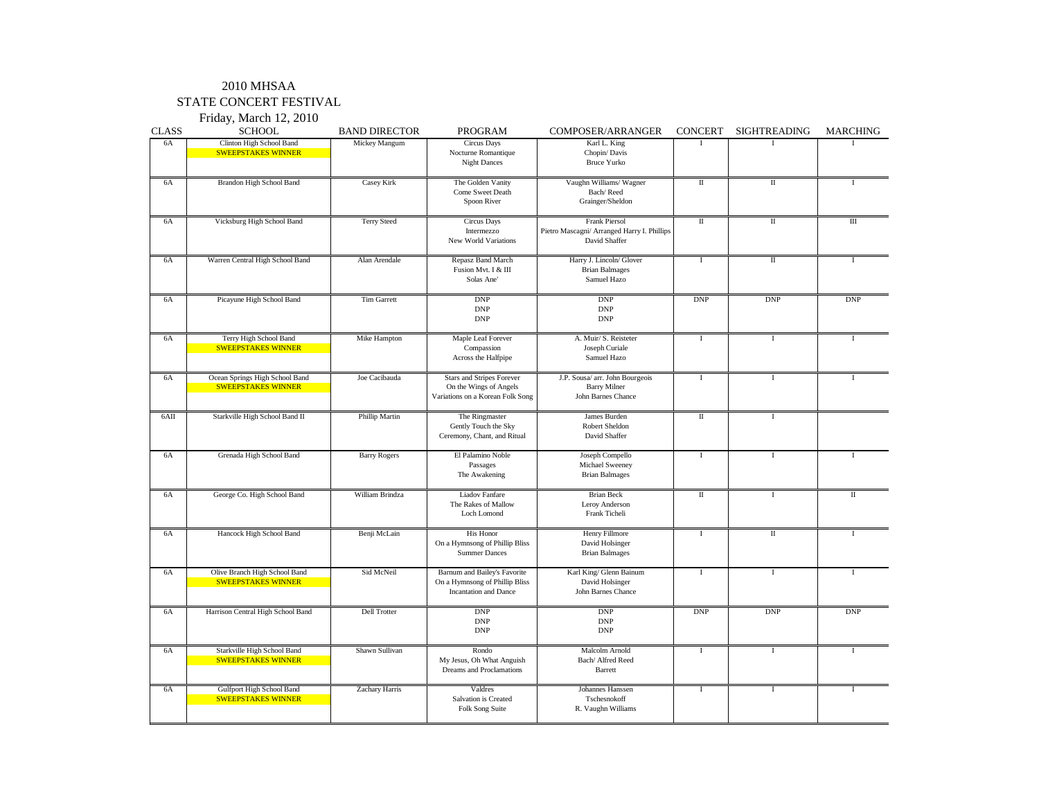2010 MHSAA

STATE CONCERT FESTIVAL

Friday, March 12, 2010

| CLASS | SCHOOL | BAND DIRECTOR | PROGRAM | COMPOSER/ARRANGER | CONCERT | SIGHTREADING | MARCHING |
|---|---|---|---|---|---|---|---|
| 6A | Clinton High School Band<br>SWEEPSTAKES WINNER | Mickey Mangum | Circus Days<br>Nocturne Romantique<br>Night Dances | Karl L. King<br>Chopin/ Davis<br>Bruce Yurko | I | I | I |
| 6A | Brandon High School Band | Casey Kirk | The Golden Vanity<br>Come Sweet Death<br>Spoon River | Vaughn Williams/ Wagner<br>Bach/ Reed<br>Grainger/Sheldon | II | II | I |
| 6A | Vicksburg High School Band | Terry Steed | Circus Days<br>Intermezzo<br>New World Variations | Frank Piersol<br>Pietro Mascagni/ Arranged Harry I. Phillips<br>David Shaffer | II | II | III |
| 6A | Warren Central High School Band | Alan Arendale | Repasz Band March<br>Fusion Mvt. I & III<br>Solas Ane' | Harry J. Lincoln/ Glover<br>Brian Balmages<br>Samuel Hazo | I | II | I |
| 6A | Picayune High School Band | Tim Garrett | DNP<br>DNP<br>DNP | DNP<br>DNP<br>DNP | DNP | DNP | DNP |
| 6A | Terry High School Band<br>SWEEPSTAKES WINNER | Mike Hampton | Maple Leaf Forever<br>Compassion<br>Across the Halfpipe | A. Muir/ S. Reisteter<br>Joseph Curiale<br>Samuel Hazo | I | I | I |
| 6A | Ocean Springs High School Band<br>SWEEPSTAKES WINNER | Joe Cacibauda | Stars and Stripes Forever<br>On the Wings of Angels<br>Variations on a Korean Folk Song | J.P. Sousa/ arr. John Bourgeois<br>Barry Milner<br>John Barnes Chance | I | I | I |
| 6AII | Starkville High School Band II | Phillip Martin | The Ringmaster<br>Gently Touch the Sky<br>Ceremony, Chant, and Ritual | James Burden<br>Robert Sheldon<br>David Shaffer | II | I | |
| 6A | Grenada High School Band | Barry Rogers | El Palamino Noble<br>Passages<br>The Awakening | Joseph Compello<br>Michael Sweeney<br>Brian Balmages | I | I | I |
| 6A | George Co. High School Band | William Brindza | Liadov Fanfare<br>The Rakes of Mallow<br>Loch Lomond | Brian Beck<br>Leroy Anderson<br>Frank Ticheli | II | I | II |
| 6A | Hancock High School Band | Benji McLain | His Honor<br>On a Hymnsong of Phillip Bliss<br>Summer Dances | Henry Fillmore<br>David Holsinger<br>Brian Balmages | I | II | I |
| 6A | Olive Branch High School Band<br>SWEEPSTAKES WINNER | Sid McNeil | Barnum and Bailey's Favorite<br>On a Hymnsong of Phillip Bliss<br>Incantation and Dance | Karl King/ Glenn Bainum<br>David Holsinger<br>John Barnes Chance | I | I | I |
| 6A | Harrison Central High School Band | Dell Trotter | DNP<br>DNP<br>DNP | DNP<br>DNP<br>DNP | DNP | DNP | DNP |
| 6A | Starkville High School Band<br>SWEEPSTAKES WINNER | Shawn Sullivan | Rondo<br>My Jesus, Oh What Anguish<br>Dreams and Proclamations | Malcolm Arnold<br>Bach/ Alfred Reed<br>Barrett | I | I | I |
| 6A | Gulfport High School Band<br>SWEEPSTAKES WINNER | Zachary Harris | Valdres<br>Salvation is Created<br>Folk Song Suite | Johannes Hanssen<br>Tschesnokoff<br>R. Vaughn Williams | I | I | I |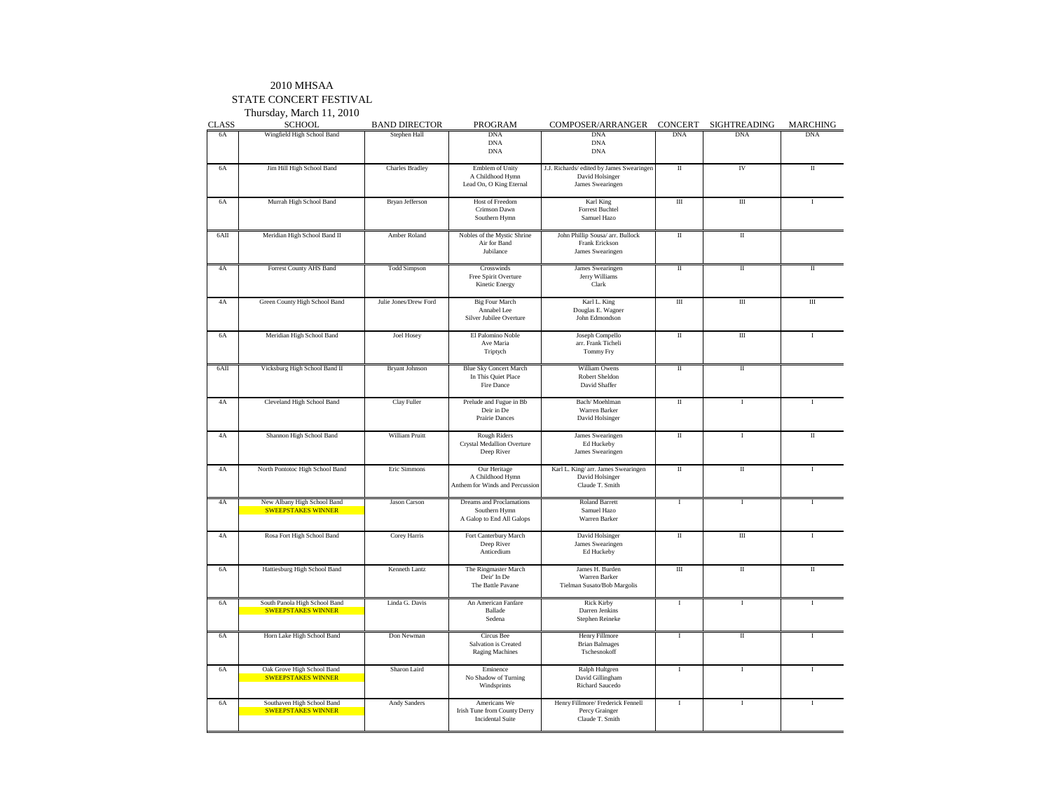2010 MHSAA

STATE CONCERT FESTIVAL

Thursday, March 11, 2010

| CLASS | SCHOOL | BAND DIRECTOR | PROGRAM | COMPOSER/ARRANGER | CONCERT | SIGHTREADING | MARCHING |
|---|---|---|---|---|---|---|---|
| 6A | Wingfield High School Band | Stephen Hall | DNA<br>DNA<br>DNA | DNA<br>DNA<br>DNA | DNA | DNA | DNA |
| 6A | Jim Hill High School Band | Charles Bradley | Emblem of Unity<br>A Childhood Hymn<br>Lead On, O King Eternal | J.J. Richards/ edited by James Swearingen<br>David Holsinger<br>James Swearingen | II | IV | II |
| 6A | Murrah High School Band | Bryan Jefferson | Host of Freedom<br>Crimson Dawn<br>Southern Hymn | Karl King<br>Forrest Buchtel<br>Samuel Hazo | III | III | I |
| 6AII | Meridian High School Band II | Amber Roland | Nobles of the Mystic Shrine<br>Air for Band<br>Jubilance | John Phillip Sousa/ arr. Bullock<br>Frank Erickson<br>James Swearingen | II | II | |
| 4A | Forrest County AHS Band | Todd Simpson | Crosswinds<br>Free Spirit Overture<br>Kinetic Energy | James Swearingen<br>Jerry Williams<br>Clark | II | II | II |
| 4A | Green County High School Band | Julie Jones/Drew Ford | Big Four March<br>Annabel Lee<br>Silver Jubilee Overture | Karl L. King<br>Douglas E. Wagner<br>John Edmondson | III | III | III |
| 6A | Meridian High School Band | Joel Hosey | El Palomino Noble<br>Ave Maria<br>Triptych | Joseph Compello<br>arr. Frank Ticheli<br>Tommy Fry | II | III | I |
| 6AII | Vicksburg High School Band II | Bryant Johnson | Blue Sky Concert March<br>In This Quiet Place<br>Fire Dance | William Owens<br>Robert Sheldon<br>David Shaffer | II | II | |
| 4A | Cleveland High School Band | Clay Fuller | Prelude and Fugue in Bb<br>Deir in De<br>Prairie Dances | Bach/ Moehlman<br>Warren Barker<br>David Holsinger | II | I | I |
| 4A | Shannon High School Band | William Pruitt | Rough Riders<br>Crystal Medallion Overture<br>Deep River | James Swearingen<br>Ed Huckeby<br>James Swearingen | II | I | II |
| 4A | North Pontotoc High School Band | Eric Simmons | Our Heritage<br>A Childhood Hymn<br>Anthem for Winds and Percussion | Karl L. King/ arr. James Swearingen<br>David Holsinger<br>Claude T. Smith | II | II | I |
| 4A | New Albany High School Band<br>SWEEPSTAKES WINNER | Jason Carson | Dreams and Proclamations<br>Southern Hymn<br>A Galop to End All Galops | Roland Barrett<br>Samuel Hazo<br>Warren Barker | I | I | I |
| 4A | Rosa Fort High School Band | Corey Harris | Fort Canterbury March<br>Deep River<br>Anticedium | David Holsinger<br>James Swearingen<br>Ed Huckeby | II | III | I |
| 6A | Hattiesburg High School Band | Kenneth Lantz | The Ringmaster March<br>Deir' In De<br>The Battle Pavane | James H. Burden<br>Warren Barker<br>Tielman Susato/Bob Margolis | III | II | II |
| 6A | South Panola High School Band<br>SWEEPSTAKES WINNER | Linda G. Davis | An American Fanfare<br>Ballade<br>Sedena | Rick Kirby<br>Darren Jenkins<br>Stephen Reineke | I | I | I |
| 6A | Horn Lake High School Band | Don Newman | Circus Bee<br>Salvation is Created<br>Raging Machines | Henry Fillmore<br>Brian Balmages<br>Tschesnokoff | I | II | I |
| 6A | Oak Grove High School Band<br>SWEEPSTAKES WINNER | Sharon Laird | Eminence<br>No Shadow of Turning<br>Windsprints | Ralph Hultgren<br>David Gillingham<br>Richard Saucedo | I | I | I |
| 6A | Southaven High School Band<br>SWEEPSTAKES WINNER | Andy Sanders | Americans We<br>Irish Tune from County Derry<br>Incidental Suite | Henry Fillmore/ Frederick Fennell<br>Percy Grainger<br>Claude T. Smith | I | I | I |